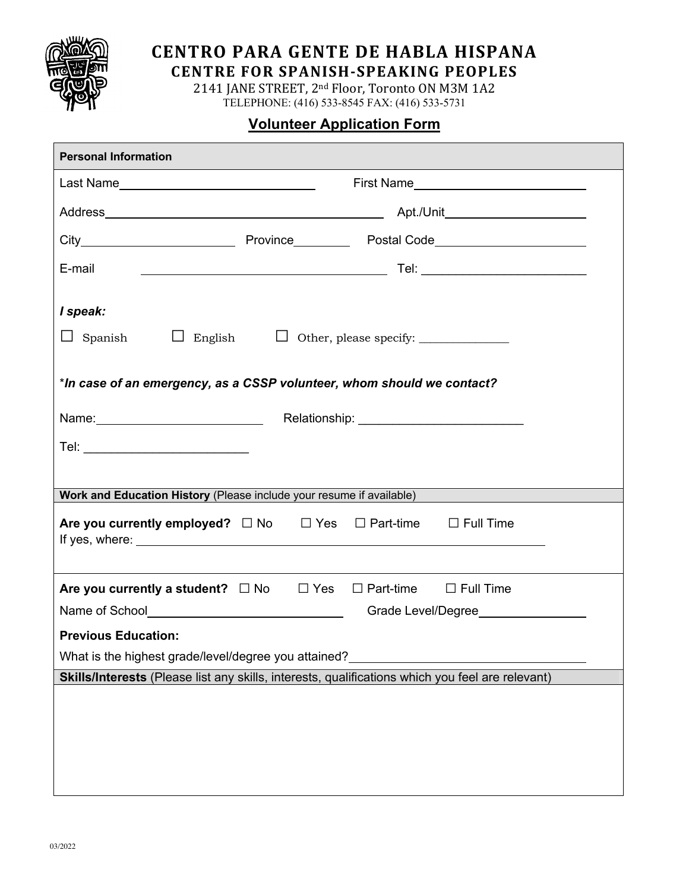# CENTRO PARA GENTE DE HABLA HISPANA
## CENTRE FOR SPANISH-SPEAKING PEOPLES

2141 JANE STREET, 2nd Floor, Toronto ON M3M 1A2
TELEPHONE: (416) 533-8545 FAX: (416) 533-5731

## Volunteer Application Form

**Personal Information**

Last Name\_\_\_\_\_\_\_\_\_\_\_\_\_\_\_\_\_\_\_\_\_\_\_\_ First Name\_\_\_\_\_\_\_\_\_\_\_\_\_\_\_\_\_\_\_\_\_\_\_\_

Address\_\_\_\_\_\_\_\_\_\_\_\_\_\_\_\_\_\_\_\_\_\_\_\_\_\_\_\_\_\_\_\_\_\_\_\_ Apt./Unit\_\_\_\_\_\_\_\_\_\_\_\_\_\_\_\_

City\_\_\_\_\_\_\_\_\_\_\_\_\_\_\_\_\_\_ Province\_\_\_\_\_\_\_ Postal Code\_\_\_\_\_\_\_\_\_\_\_\_\_\_\_\_\_\_

E-mail \_\_\_\_\_\_\_\_\_\_\_\_\_\_\_\_\_\_\_\_\_\_\_\_\_\_\_\_\_\_\_\_ Tel: \_\_\_\_\_\_\_\_\_\_\_\_\_\_\_\_\_\_\_\_

***I speak:***

☐ Spanish ☐ English ☐ Other, please specify: \_\_\_\_\_\_\_\_\_\_\_\_\_\_

\****In case of an emergency, as a CSSP volunteer, whom should we contact?***

Name:\_\_\_\_\_\_\_\_\_\_\_\_\_\_\_\_\_\_\_\_ Relationship: \_\_\_\_\_\_\_\_\_\_\_\_\_\_\_\_\_\_\_\_

Tel: \_\_\_\_\_\_\_\_\_\_\_\_\_\_\_\_\_\_\_\_

**Work and Education History** (Please include your resume if available)

**Are you currently employed?** ☐ No ☐ Yes ☐ Part-time ☐ Full Time
If yes, where: \_\_\_\_\_\_\_\_\_\_\_\_\_\_\_\_\_\_\_\_\_\_\_\_\_\_\_\_\_\_\_\_\_\_\_\_\_\_\_\_\_\_\_\_\_\_\_\_

**Are you currently a student?** ☐ No ☐ Yes ☐ Part-time ☐ Full Time

Name of School\_\_\_\_\_\_\_\_\_\_\_\_\_\_\_\_\_\_\_\_\_\_\_\_ Grade Level/Degree\_\_\_\_\_\_\_\_\_\_\_\_\_\_

**Previous Education:**

What is the highest grade/level/degree you attained?\_\_\_\_\_\_\_\_\_\_\_\_\_\_\_\_\_\_\_\_\_\_\_\_

**Skills/Interests** (Please list any skills, interests, qualifications which you feel are relevant)

03/2022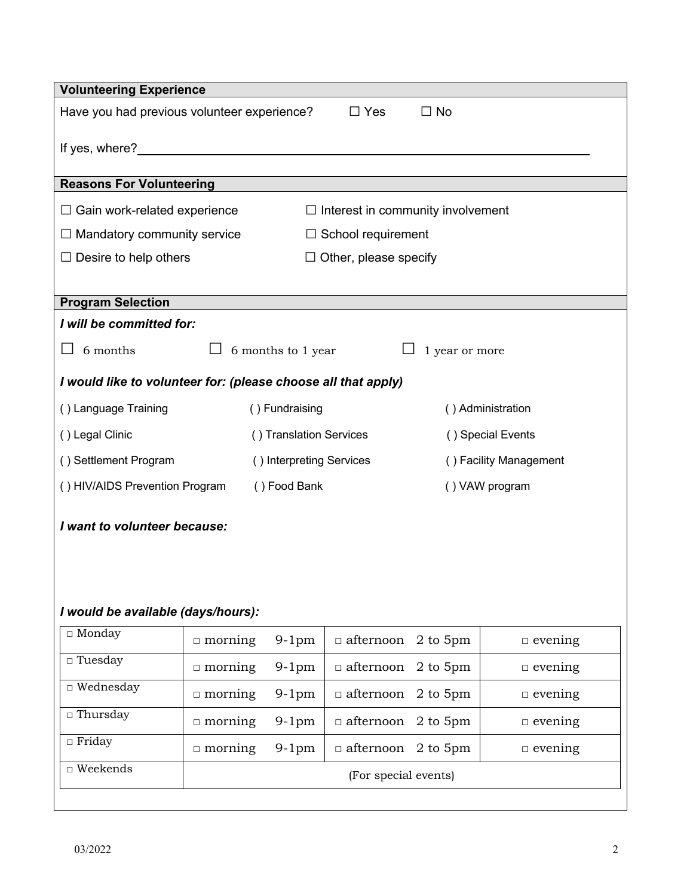## Volunteering Experience

Have you had previous volunteer experience? ☐ Yes ☐ No

If yes, where? ____________________________________________

## Reasons For Volunteering

☐ Gain work-related experience ☐ Interest in community involvement

☐ Mandatory community service ☐ School requirement

☐ Desire to help others ☐ Other, please specify

## Program Selection

***I will be committed for:***

☐ 6 months ☐ 6 months to 1 year ☐ 1 year or more

***I would like to volunteer for: (please choose all that apply)***

( ) Language Training ( ) Fundraising ( ) Administration

( ) Legal Clinic ( ) Translation Services ( ) Special Events

( ) Settlement Program ( ) Interpreting Services ( ) Facility Management

( ) HIV/AIDS Prevention Program ( ) Food Bank ( ) VAW program

***I want to volunteer because:***

***I would be available (days/hours):***

| | | | |
|---|---|---|---|
| □ Monday | □ morning 9-1pm | □ afternoon 2 to 5pm | □ evening |
| □ Tuesday | □ morning 9-1pm | □ afternoon 2 to 5pm | □ evening |
| □ Wednesday | □ morning 9-1pm | □ afternoon 2 to 5pm | □ evening |
| □ Thursday | □ morning 9-1pm | □ afternoon 2 to 5pm | □ evening |
| □ Friday | □ morning 9-1pm | □ afternoon 2 to 5pm | □ evening |
| □ Weekends | (For special events) | | |

03/2022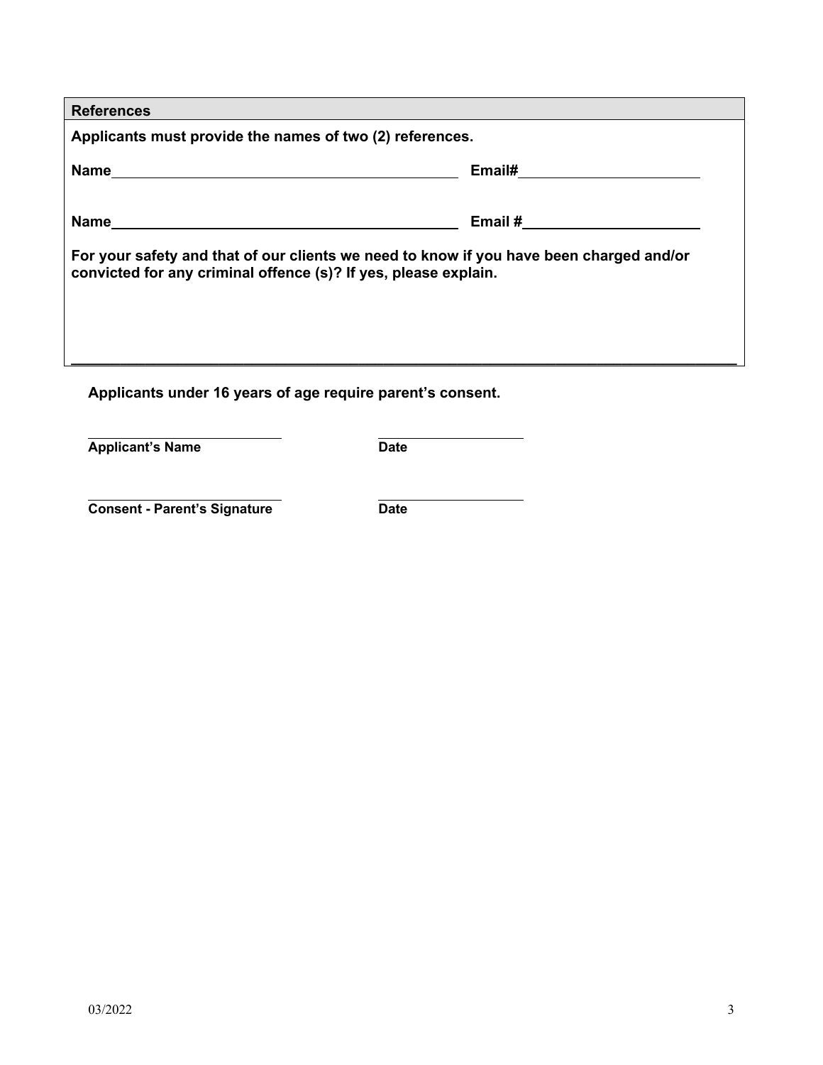## References

**Applicants must provide the names of two (2) references.**

**Name** ______________________________ **Email#** ____________________

**Name** ______________________________ **Email #** ____________________

**For your safety and that of our clients we need to know if you have been charged and/or convicted for any criminal offence (s)? If yes, please explain.**

________________________________________________________________________

**Applicants under 16 years of age require parent's consent.**

______________________ ______________________
**Applicant's Name** **Date**

______________________ ______________________
**Consent - Parent's Signature** **Date**

03/2022